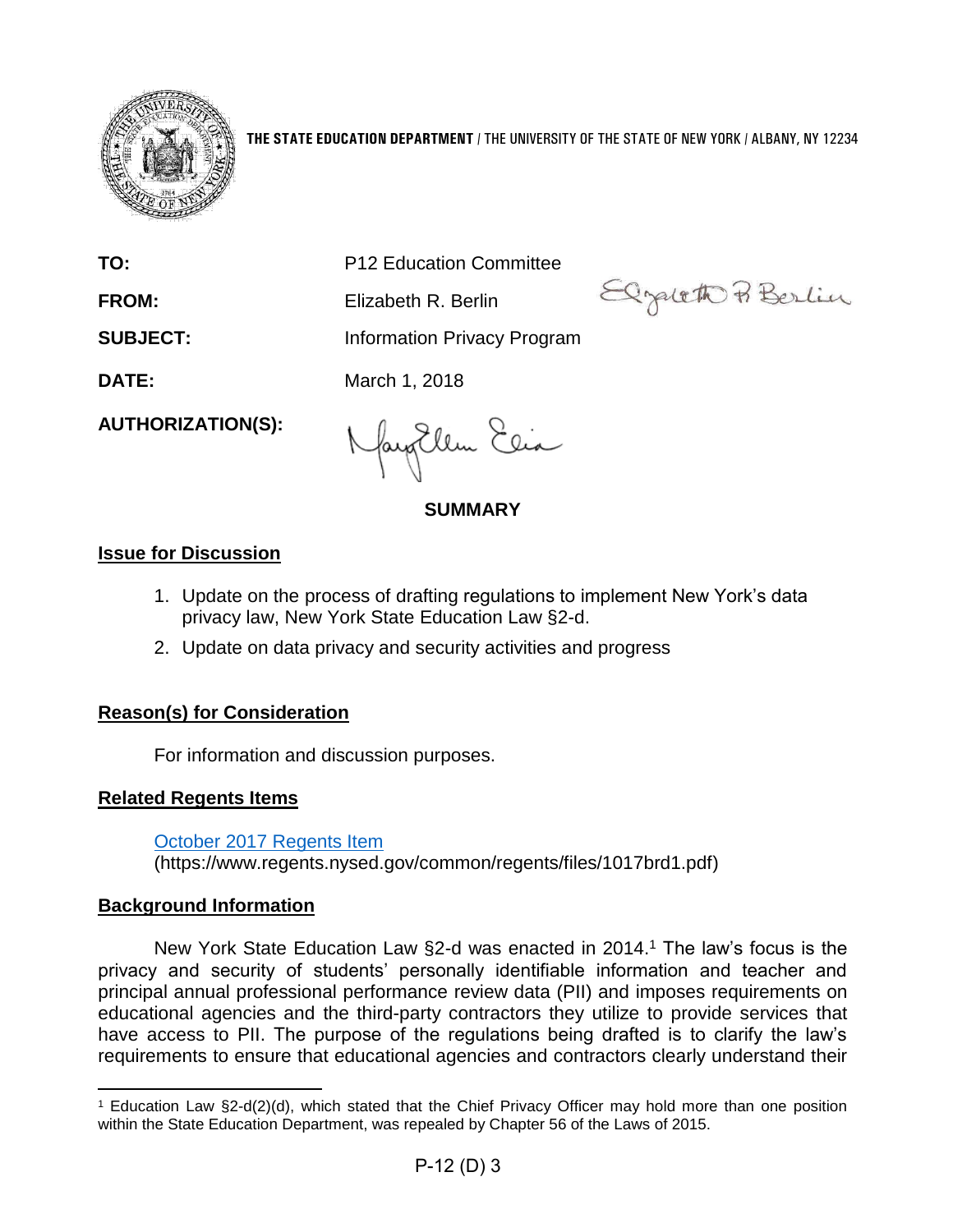**THE STATE EDUCATION DEPARTMENT** / THE UNIVERSITY OF THE STATE OF NEW YORK / ALBANY, NY 12234

| | |
|---|---|
| **TO:** | P12 Education Committee |
| **FROM:** | Elizabeth R. Berlin |
| **SUBJECT:** | Information Privacy Program |
| **DATE:** | March 1, 2018 |
| **AUTHORIZATION(S):** | |

**SUMMARY**

## Issue for Discussion

1. Update on the process of drafting regulations to implement New York's data privacy law, New York State Education Law §2-d.
2. Update on data privacy and security activities and progress

## Reason(s) for Consideration

For information and discussion purposes.

## Related Regents Items

[October 2017 Regents Item](https://www.regents.nysed.gov/common/regents/files/1017brd1.pdf)
(https://www.regents.nysed.gov/common/regents/files/1017brd1.pdf)

## Background Information

New York State Education Law §2-d was enacted in 2014.[1] The law's focus is the privacy and security of students' personally identifiable information and teacher and principal annual professional performance review data (PII) and imposes requirements on educational agencies and the third-party contractors they utilize to provide services that have access to PII. The purpose of the regulations being drafted is to clarify the law's requirements to ensure that educational agencies and contractors clearly understand their

---

[1] Education Law §2-d(2)(d), which stated that the Chief Privacy Officer may hold more than one position within the State Education Department, was repealed by Chapter 56 of the Laws of 2015.

P-12 (D) 3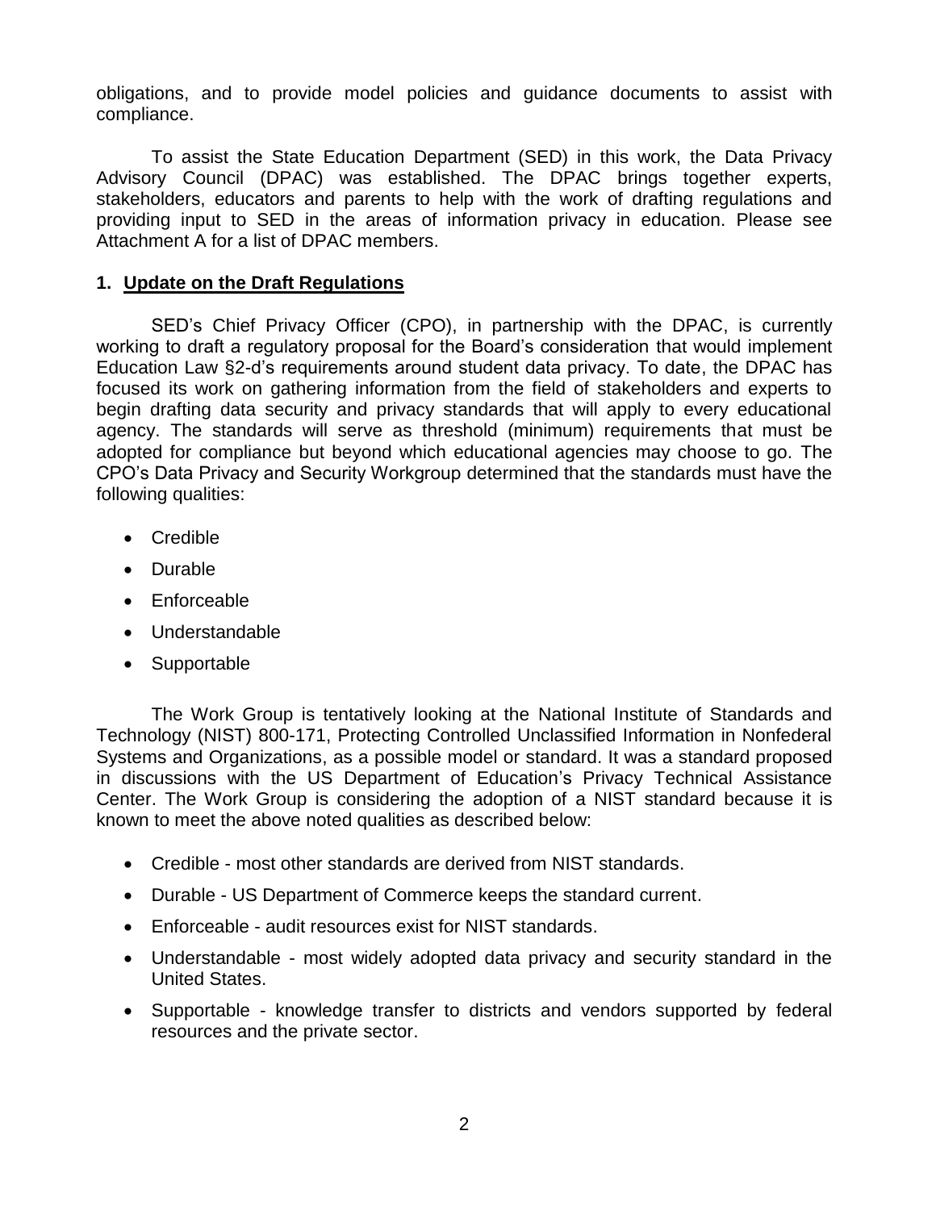obligations, and to provide model policies and guidance documents to assist with compliance.

To assist the State Education Department (SED) in this work, the Data Privacy Advisory Council (DPAC) was established. The DPAC brings together experts, stakeholders, educators and parents to help with the work of drafting regulations and providing input to SED in the areas of information privacy in education. Please see Attachment A for a list of DPAC members.

### 1. Update on the Draft Regulations

SED's Chief Privacy Officer (CPO), in partnership with the DPAC, is currently working to draft a regulatory proposal for the Board's consideration that would implement Education Law §2-d's requirements around student data privacy. To date, the DPAC has focused its work on gathering information from the field of stakeholders and experts to begin drafting data security and privacy standards that will apply to every educational agency. The standards will serve as threshold (minimum) requirements that must be adopted for compliance but beyond which educational agencies may choose to go. The CPO's Data Privacy and Security Workgroup determined that the standards must have the following qualities:

- Credible
- Durable
- Enforceable
- Understandable
- Supportable

The Work Group is tentatively looking at the National Institute of Standards and Technology (NIST) 800-171, Protecting Controlled Unclassified Information in Nonfederal Systems and Organizations, as a possible model or standard. It was a standard proposed in discussions with the US Department of Education's Privacy Technical Assistance Center. The Work Group is considering the adoption of a NIST standard because it is known to meet the above noted qualities as described below:

- Credible - most other standards are derived from NIST standards.
- Durable - US Department of Commerce keeps the standard current.
- Enforceable - audit resources exist for NIST standards.
- Understandable - most widely adopted data privacy and security standard in the United States.
- Supportable - knowledge transfer to districts and vendors supported by federal resources and the private sector.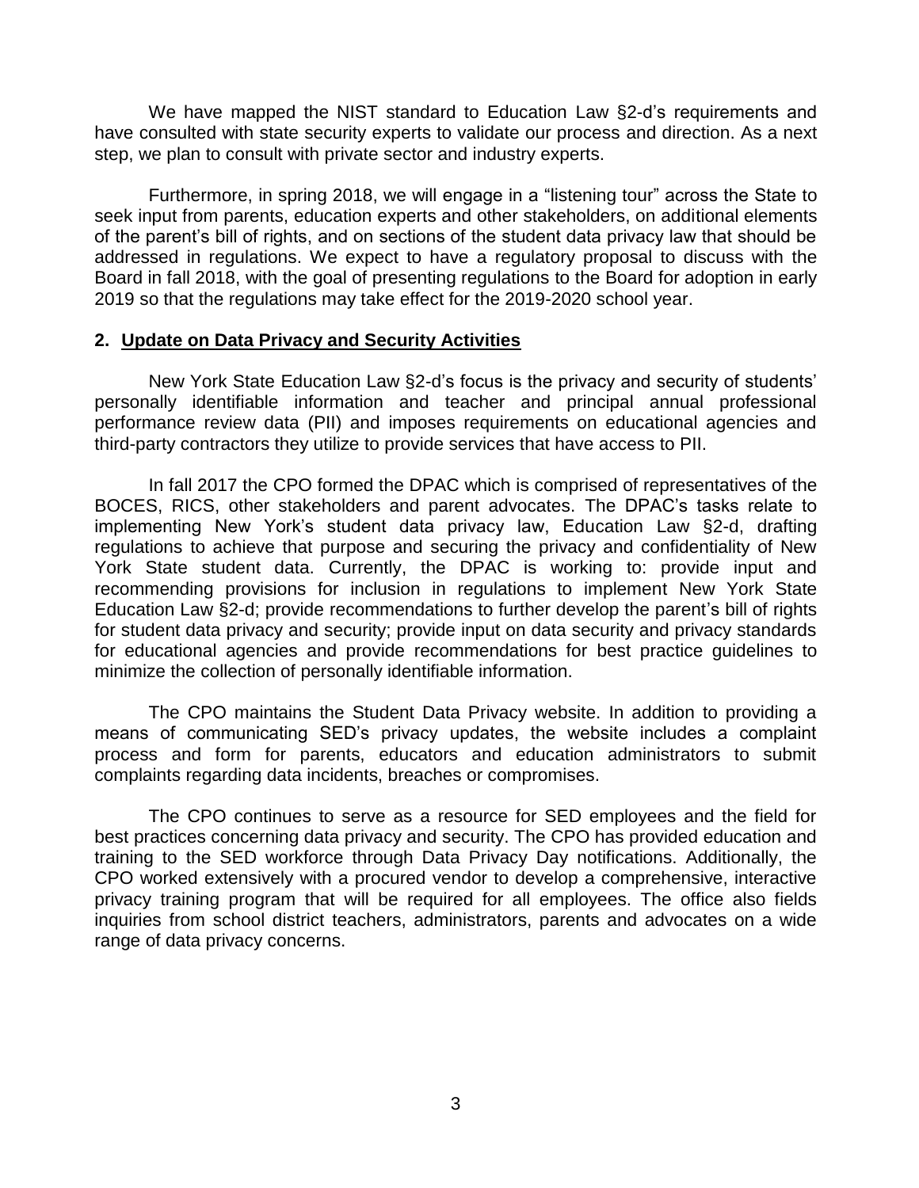We have mapped the NIST standard to Education Law §2-d's requirements and have consulted with state security experts to validate our process and direction. As a next step, we plan to consult with private sector and industry experts.

Furthermore, in spring 2018, we will engage in a "listening tour" across the State to seek input from parents, education experts and other stakeholders, on additional elements of the parent's bill of rights, and on sections of the student data privacy law that should be addressed in regulations. We expect to have a regulatory proposal to discuss with the Board in fall 2018, with the goal of presenting regulations to the Board for adoption in early 2019 so that the regulations may take effect for the 2019-2020 school year.

## 2. Update on Data Privacy and Security Activities

New York State Education Law §2-d's focus is the privacy and security of students' personally identifiable information and teacher and principal annual professional performance review data (PII) and imposes requirements on educational agencies and third-party contractors they utilize to provide services that have access to PII.

In fall 2017 the CPO formed the DPAC which is comprised of representatives of the BOCES, RICS, other stakeholders and parent advocates. The DPAC's tasks relate to implementing New York's student data privacy law, Education Law §2-d, drafting regulations to achieve that purpose and securing the privacy and confidentiality of New York State student data. Currently, the DPAC is working to: provide input and recommending provisions for inclusion in regulations to implement New York State Education Law §2-d; provide recommendations to further develop the parent's bill of rights for student data privacy and security; provide input on data security and privacy standards for educational agencies and provide recommendations for best practice guidelines to minimize the collection of personally identifiable information.

The CPO maintains the Student Data Privacy website. In addition to providing a means of communicating SED's privacy updates, the website includes a complaint process and form for parents, educators and education administrators to submit complaints regarding data incidents, breaches or compromises.

The CPO continues to serve as a resource for SED employees and the field for best practices concerning data privacy and security. The CPO has provided education and training to the SED workforce through Data Privacy Day notifications. Additionally, the CPO worked extensively with a procured vendor to develop a comprehensive, interactive privacy training program that will be required for all employees. The office also fields inquiries from school district teachers, administrators, parents and advocates on a wide range of data privacy concerns.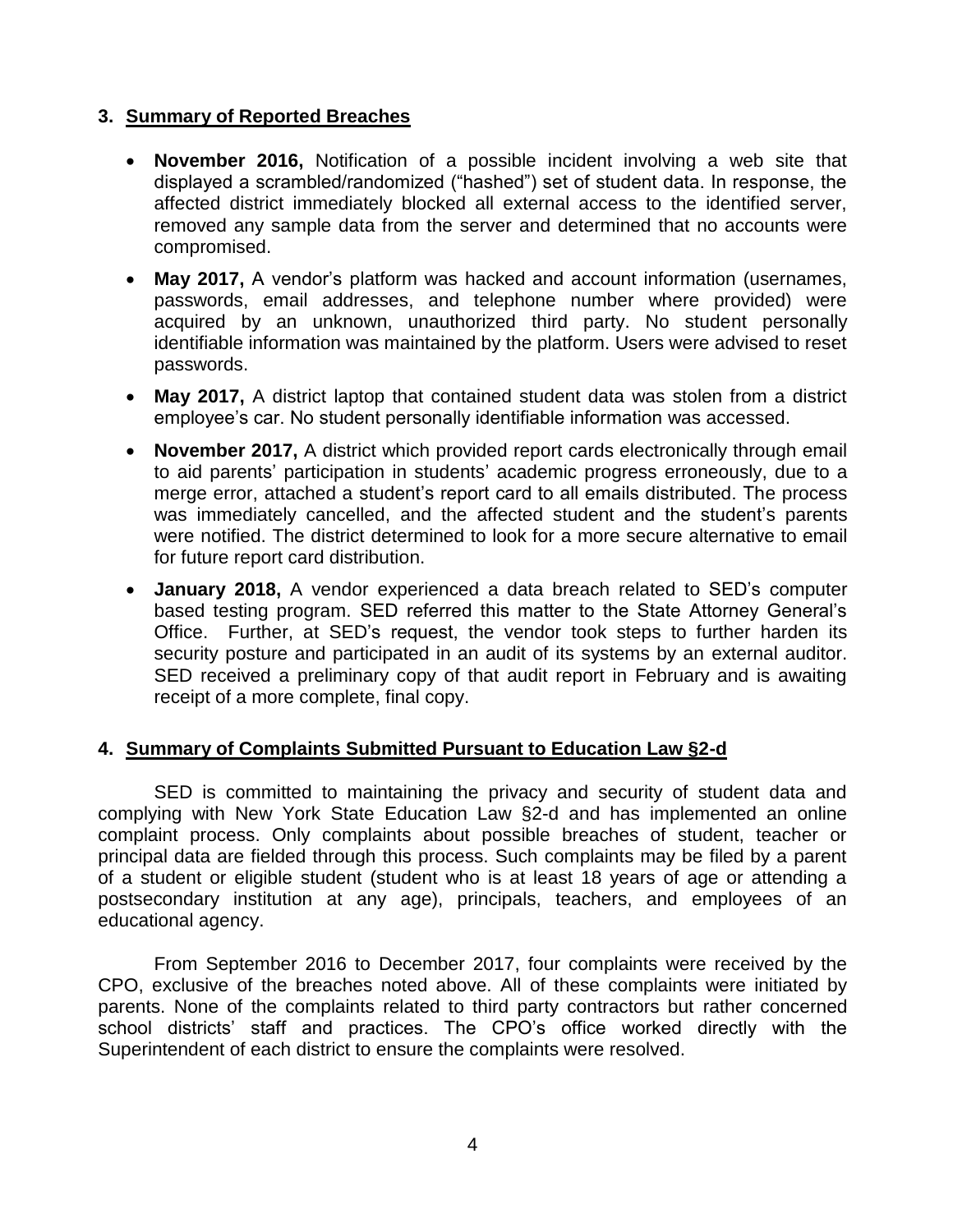## 3. Summary of Reported Breaches

- **November 2016,** Notification of a possible incident involving a web site that displayed a scrambled/randomized ("hashed") set of student data. In response, the affected district immediately blocked all external access to the identified server, removed any sample data from the server and determined that no accounts were compromised.
- **May 2017,** A vendor's platform was hacked and account information (usernames, passwords, email addresses, and telephone number where provided) were acquired by an unknown, unauthorized third party. No student personally identifiable information was maintained by the platform. Users were advised to reset passwords.
- **May 2017,** A district laptop that contained student data was stolen from a district employee's car. No student personally identifiable information was accessed.
- **November 2017,** A district which provided report cards electronically through email to aid parents' participation in students' academic progress erroneously, due to a merge error, attached a student's report card to all emails distributed. The process was immediately cancelled, and the affected student and the student's parents were notified. The district determined to look for a more secure alternative to email for future report card distribution.
- **January 2018,** A vendor experienced a data breach related to SED's computer based testing program. SED referred this matter to the State Attorney General's Office. Further, at SED's request, the vendor took steps to further harden its security posture and participated in an audit of its systems by an external auditor. SED received a preliminary copy of that audit report in February and is awaiting receipt of a more complete, final copy.

## 4. Summary of Complaints Submitted Pursuant to Education Law §2-d

SED is committed to maintaining the privacy and security of student data and complying with New York State Education Law §2-d and has implemented an online complaint process. Only complaints about possible breaches of student, teacher or principal data are fielded through this process. Such complaints may be filed by a parent of a student or eligible student (student who is at least 18 years of age or attending a postsecondary institution at any age), principals, teachers, and employees of an educational agency.

From September 2016 to December 2017, four complaints were received by the CPO, exclusive of the breaches noted above. All of these complaints were initiated by parents. None of the complaints related to third party contractors but rather concerned school districts' staff and practices. The CPO's office worked directly with the Superintendent of each district to ensure the complaints were resolved.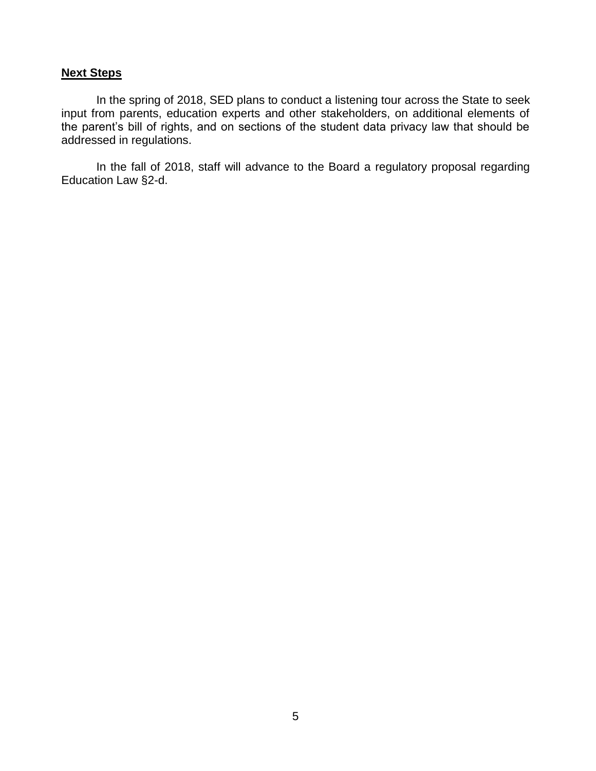**Next Steps**

In the spring of 2018, SED plans to conduct a listening tour across the State to seek input from parents, education experts and other stakeholders, on additional elements of the parent's bill of rights, and on sections of the student data privacy law that should be addressed in regulations.

In the fall of 2018, staff will advance to the Board a regulatory proposal regarding Education Law §2-d.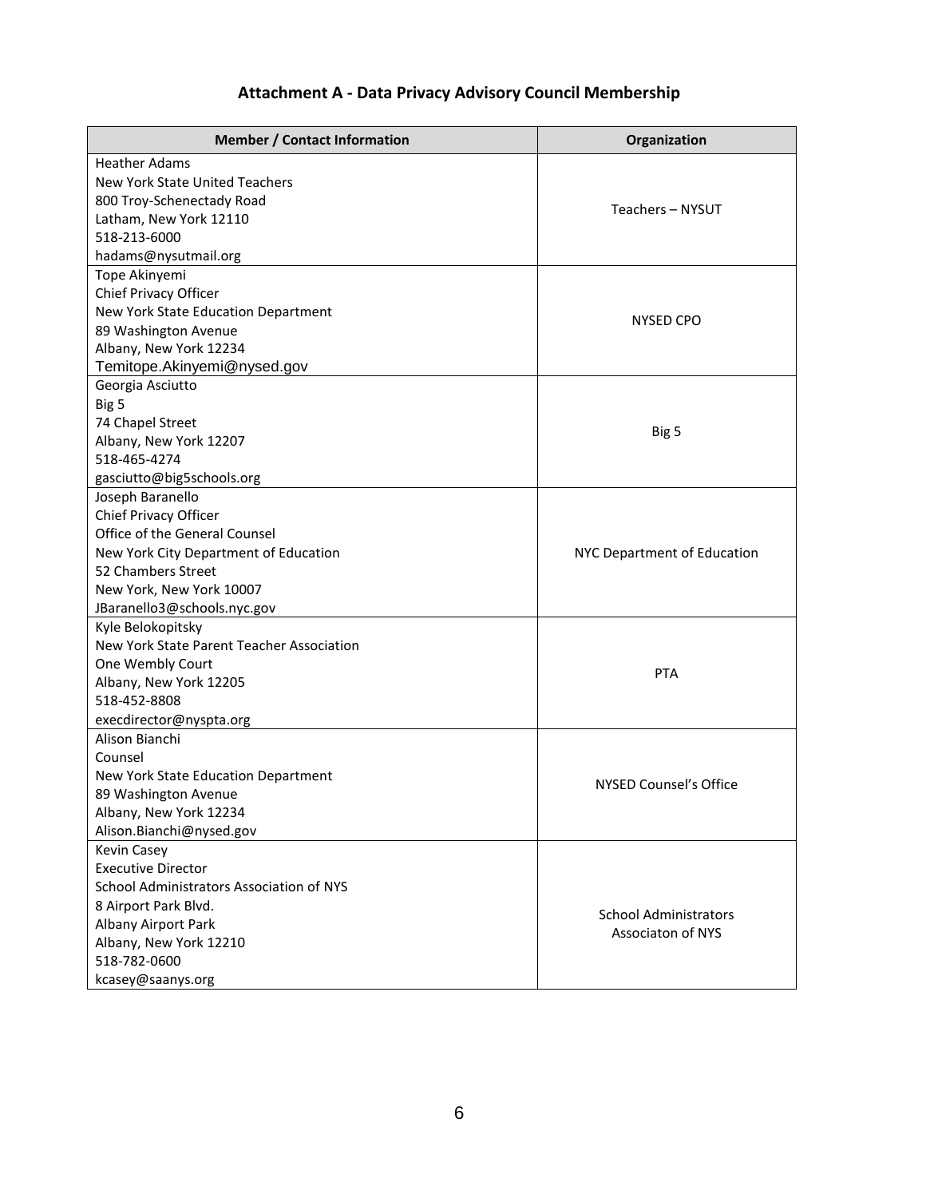# Attachment A - Data Privacy Advisory Council Membership

| Member / Contact Information | Organization |
|---|---|
| Heather Adams<br>New York State United Teachers<br>800 Troy-Schenectady Road<br>Latham, New York 12110<br>518-213-6000<br>hadams@nysutmail.org | Teachers – NYSUT |
| Tope Akinyemi<br>Chief Privacy Officer<br>New York State Education Department<br>89 Washington Avenue<br>Albany, New York 12234<br>Temitope.Akinyemi@nysed.gov | NYSED CPO |
| Georgia Asciutto<br>Big 5<br>74 Chapel Street<br>Albany, New York 12207<br>518-465-4274<br>gasciutto@big5schools.org | Big 5 |
| Joseph Baranello<br>Chief Privacy Officer<br>Office of the General Counsel<br>New York City Department of Education<br>52 Chambers Street<br>New York, New York 10007<br>JBaranello3@schools.nyc.gov | NYC Department of Education |
| Kyle Belokopitsky<br>New York State Parent Teacher Association<br>One Wembly Court<br>Albany, New York 12205<br>518-452-8808<br>execdirector@nyspta.org | PTA |
| Alison Bianchi<br>Counsel<br>New York State Education Department<br>89 Washington Avenue<br>Albany, New York 12234<br>Alison.Bianchi@nysed.gov | NYSED Counsel's Office |
| Kevin Casey<br>Executive Director<br>School Administrators Association of NYS<br>8 Airport Park Blvd.<br>Albany Airport Park<br>Albany, New York 12210<br>518-782-0600<br>kcasey@saanys.org | School Administrators Associaton of NYS |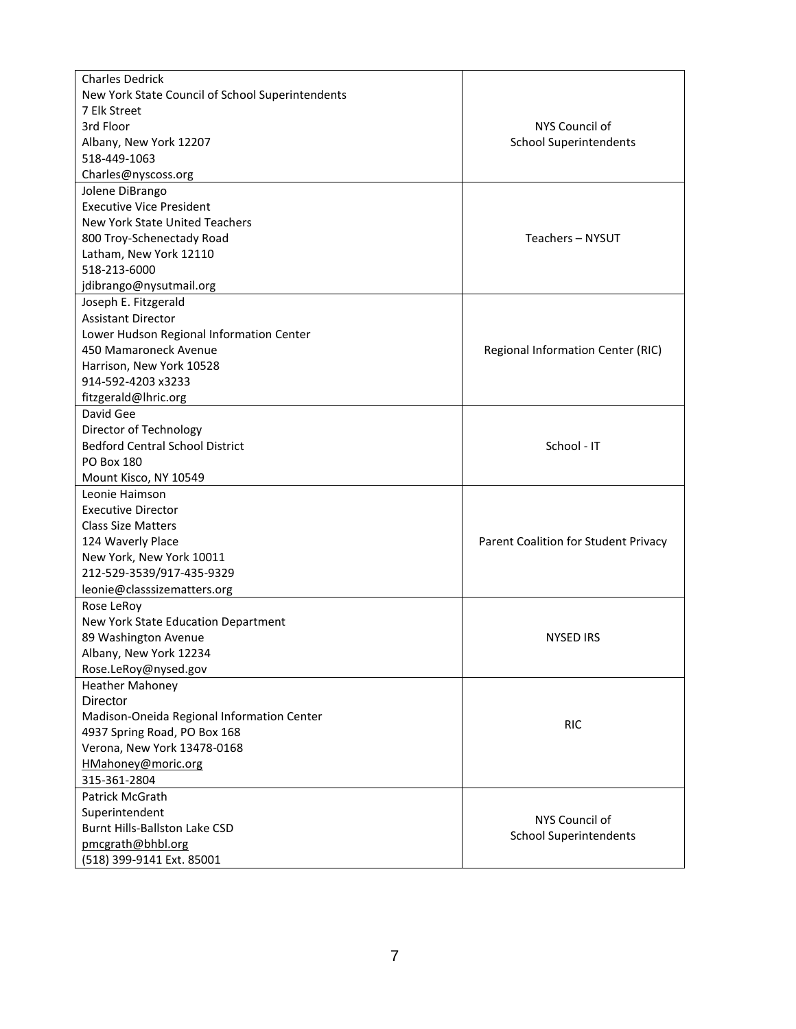| | |
|---|---|
| Charles Dedrick<br>New York State Council of School Superintendents<br>7 Elk Street<br>3rd Floor<br>Albany, New York 12207<br>518-449-1063<br>Charles@nyscoss.org | NYS Council of School Superintendents |
| Jolene DiBrango<br>Executive Vice President<br>New York State United Teachers<br>800 Troy-Schenectady Road<br>Latham, New York 12110<br>518-213-6000<br>jdibrango@nysutmail.org | Teachers – NYSUT |
| Joseph E. Fitzgerald<br>Assistant Director<br>Lower Hudson Regional Information Center<br>450 Mamaroneck Avenue<br>Harrison, New York 10528<br>914-592-4203 x3233<br>fitzgerald@lhric.org | Regional Information Center (RIC) |
| David Gee<br>Director of Technology<br>Bedford Central School District<br>PO Box 180<br>Mount Kisco, NY 10549 | School - IT |
| Leonie Haimson<br>Executive Director<br>Class Size Matters<br>124 Waverly Place<br>New York, New York 10011<br>212-529-3539/917-435-9329<br>leonie@classsizematters.org | Parent Coalition for Student Privacy |
| Rose LeRoy<br>New York State Education Department<br>89 Washington Avenue<br>Albany, New York 12234<br>Rose.LeRoy@nysed.gov | NYSED IRS |
| Heather Mahoney<br>Director<br>Madison-Oneida Regional Information Center<br>4937 Spring Road, PO Box 168<br>Verona, New York 13478-0168<br>HMahoney@moric.org<br>315-361-2804 | RIC |
| Patrick McGrath<br>Superintendent<br>Burnt Hills-Ballston Lake CSD<br>pmcgrath@bhbl.org<br>(518) 399-9141 Ext. 85001 | NYS Council of School Superintendents |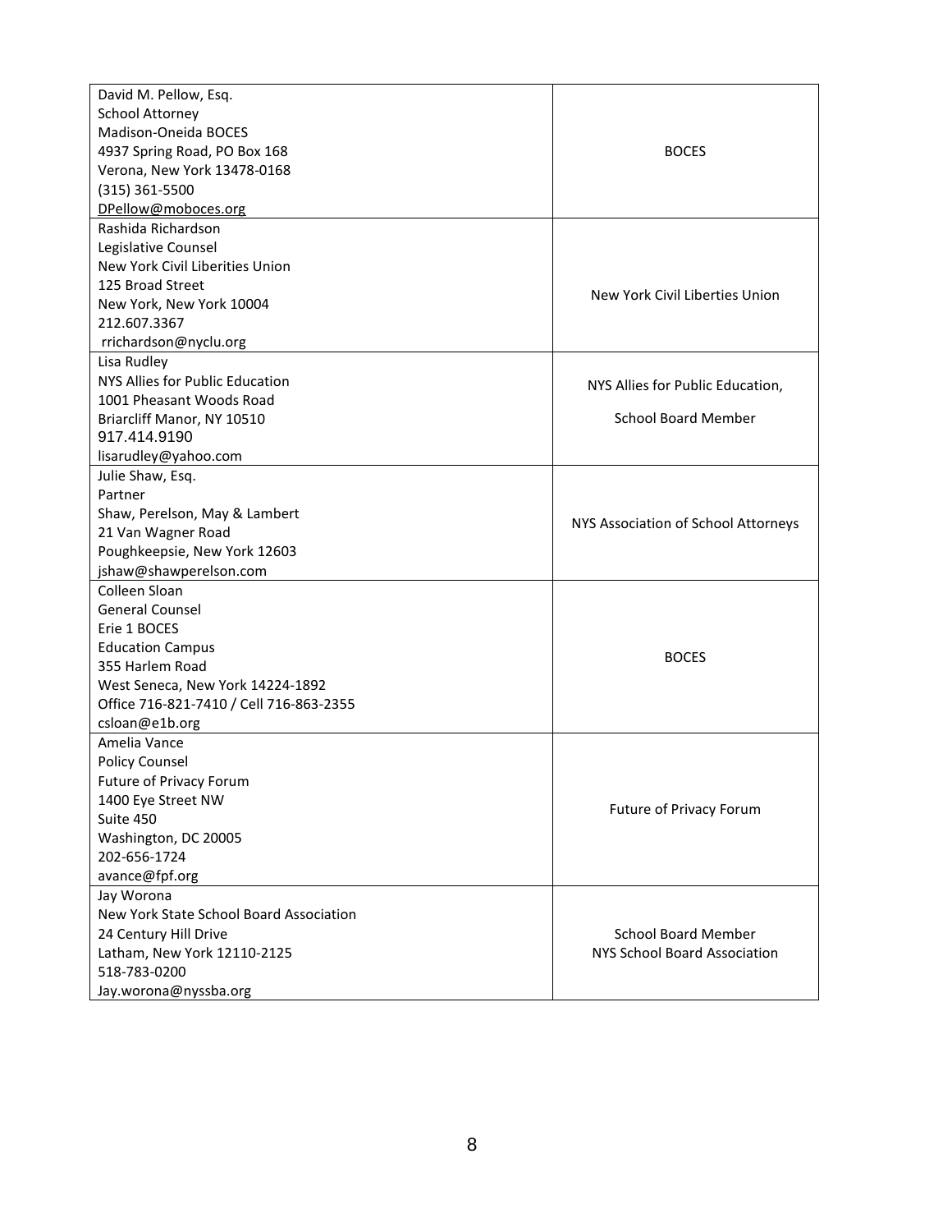| | |
|---|---|
| David M. Pellow, Esq.<br>School Attorney<br>Madison-Oneida BOCES<br>4937 Spring Road, PO Box 168<br>Verona, New York 13478-0168<br>(315) 361-5500<br>DPellow@moboces.org | BOCES |
| Rashida Richardson<br>Legislative Counsel<br>New York Civil Liberties Union<br>125 Broad Street<br>New York, New York 10004<br>212.607.3367<br>rrichardson@nyclu.org | New York Civil Liberties Union |
| Lisa Rudley<br>NYS Allies for Public Education<br>1001 Pheasant Woods Road<br>Briarcliff Manor, NY 10510<br>917.414.9190<br>lisarudley@yahoo.com | NYS Allies for Public Education,<br>School Board Member |
| Julie Shaw, Esq.<br>Partner<br>Shaw, Perelson, May & Lambert<br>21 Van Wagner Road<br>Poughkeepsie, New York 12603<br>jshaw@shawperelson.com | NYS Association of School Attorneys |
| Colleen Sloan<br>General Counsel<br>Erie 1 BOCES<br>Education Campus<br>355 Harlem Road<br>West Seneca, New York 14224-1892<br>Office 716-821-7410 / Cell 716-863-2355<br>csloan@e1b.org | BOCES |
| Amelia Vance<br>Policy Counsel<br>Future of Privacy Forum<br>1400 Eye Street NW<br>Suite 450<br>Washington, DC 20005<br>202-656-1724<br>avance@fpf.org | Future of Privacy Forum |
| Jay Worona<br>New York State School Board Association<br>24 Century Hill Drive<br>Latham, New York 12110-2125<br>518-783-0200<br>Jay.worona@nyssba.org | School Board Member<br>NYS School Board Association |